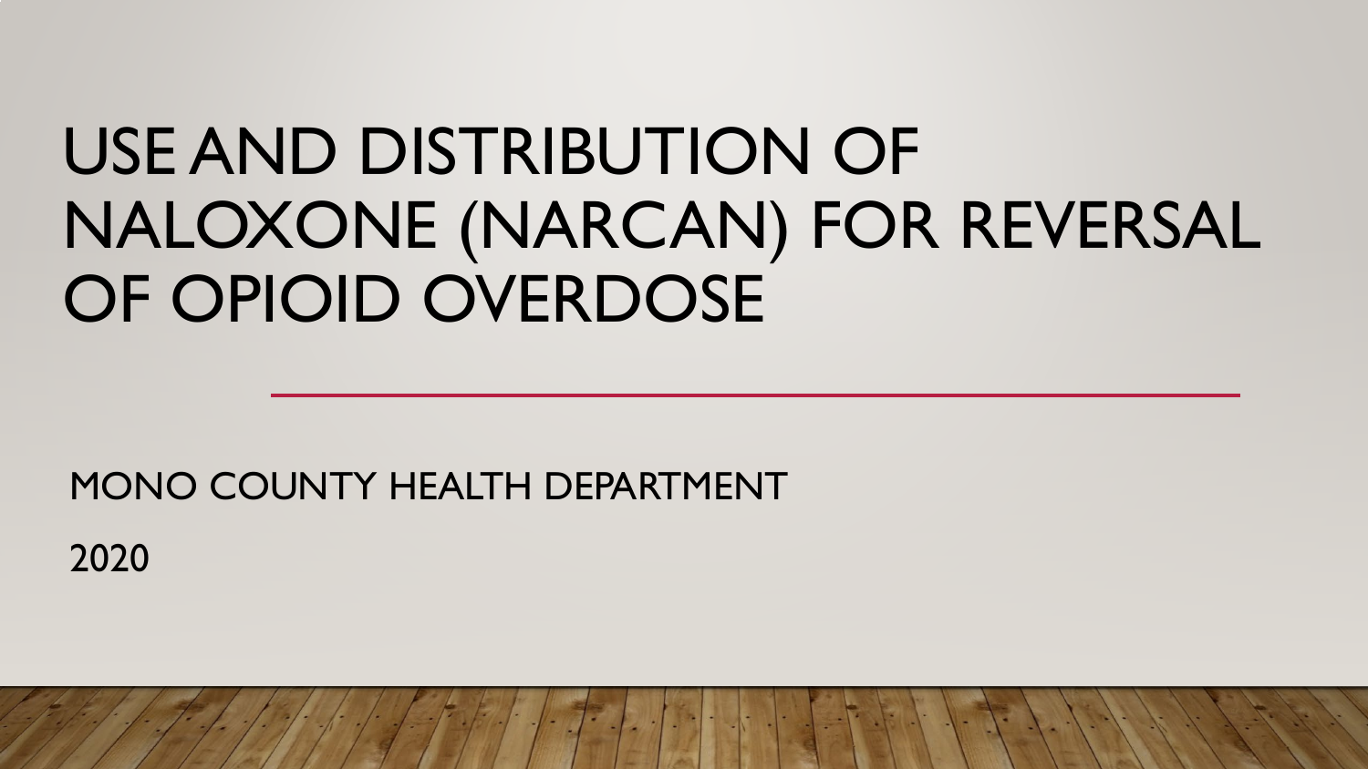# USE AND DISTRIBUTION OF NALOXONE (NARCAN) FOR REVERSAL OF OPIOID OVERDOSE

MONO COUNTY HEALTH DEPARTMENT

2020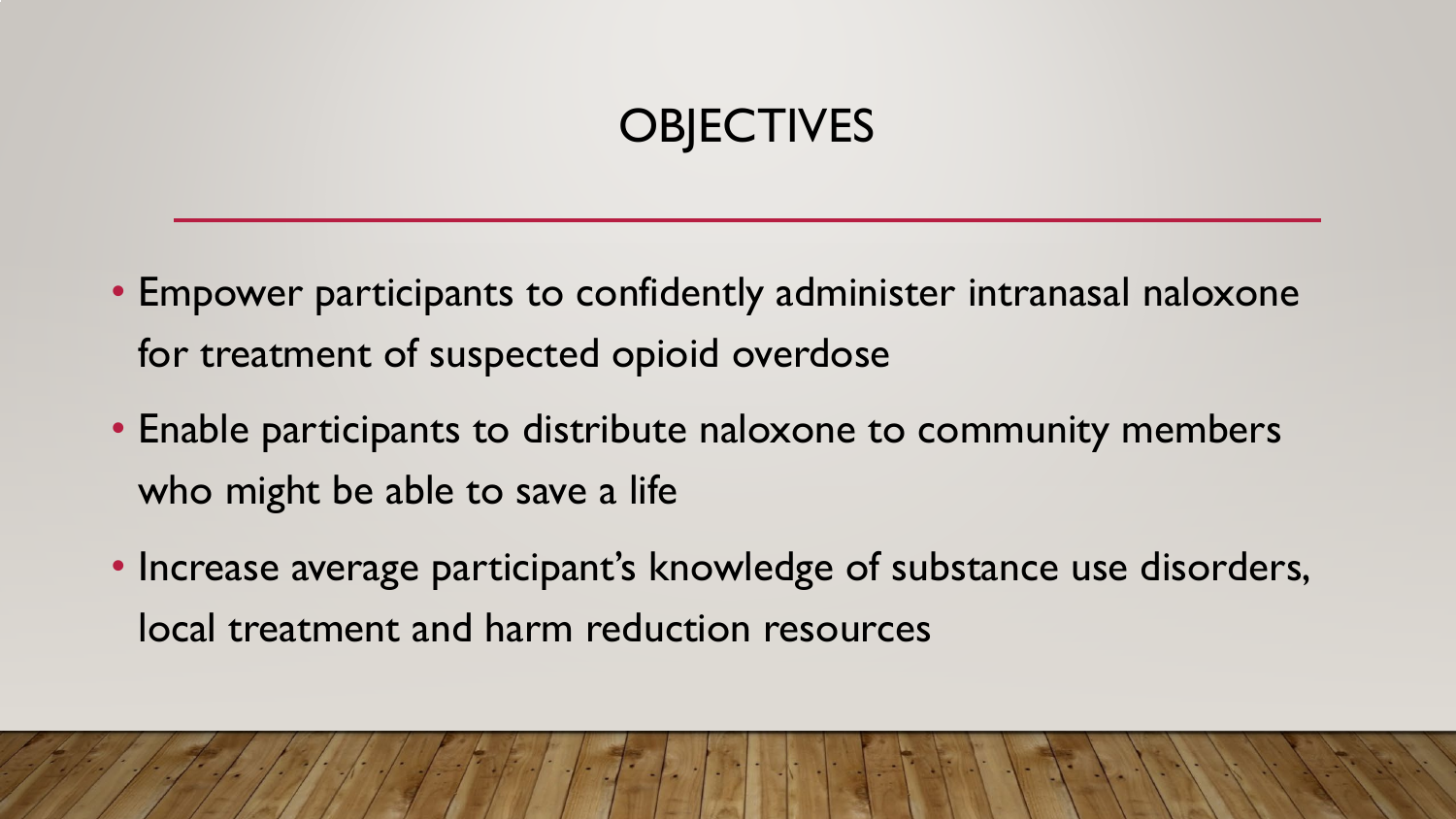# OBJECTIVES

- Empower participants to confidently administer intranasal naloxone for treatment of suspected opioid overdose
- Enable participants to distribute naloxone to community members who might be able to save a life
- Increase average participant's knowledge of substance use disorders, local treatment and harm reduction resources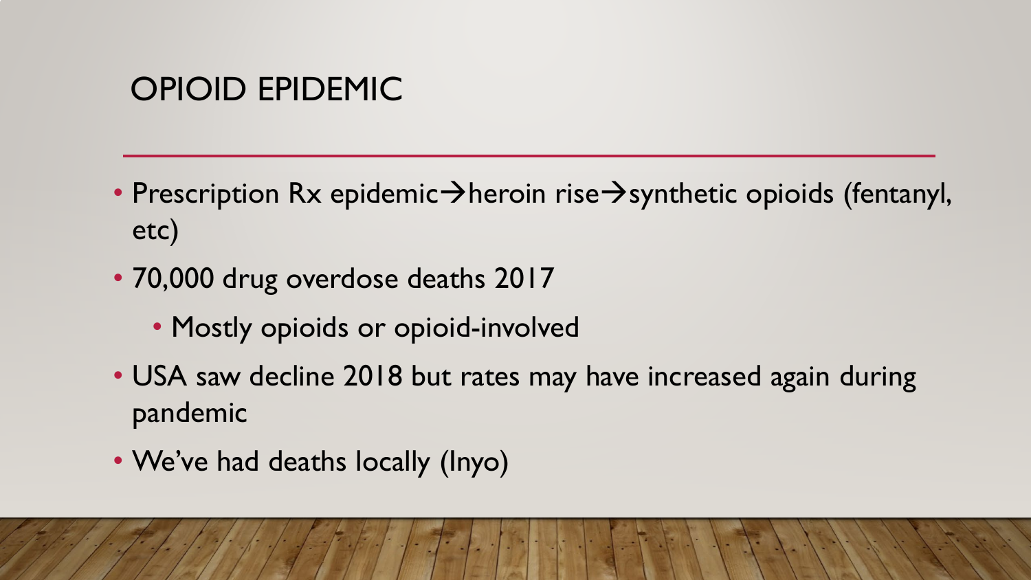# OPIOID EPIDEMIC

- Prescription Rx epidemic→heroin rise→synthetic opioids (fentanyl, etc)
- 70,000 drug overdose deaths 2017
  - Mostly opioids or opioid-involved
- USA saw decline 2018 but rates may have increased again during pandemic
- We've had deaths locally (Inyo)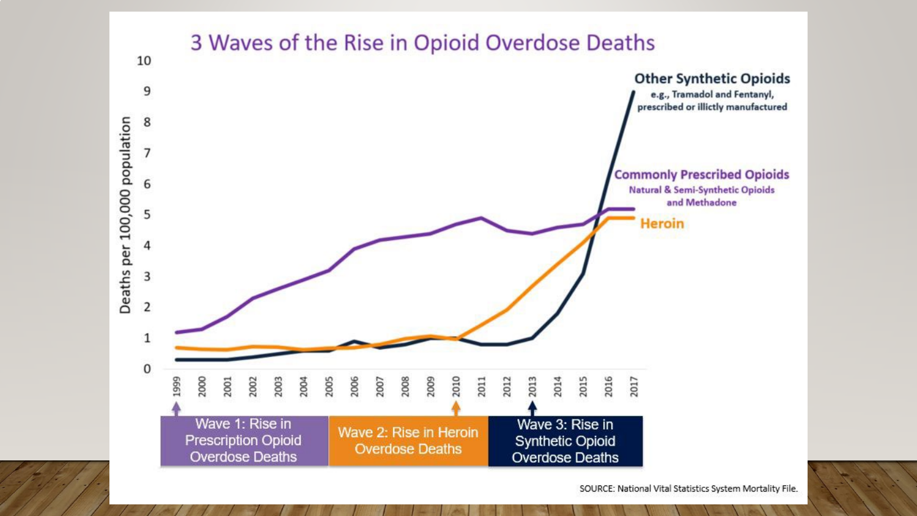# 3 Waves of the Rise in Opioid Overdose Deaths

Deaths per 100,000 population

**Other Synthetic Opioids**
e.g., Tramadol and Fentanyl, prescribed or illictly manufactured

**Commonly Prescribed Opioids**
Natural & Semi-Synthetic Opioids and Methadone

**Heroin**

| Wave 1: Rise in Prescription Opioid Overdose Deaths | Wave 2: Rise in Heroin Overdose Deaths | Wave 3: Rise in Synthetic Opioid Overdose Deaths |
| --- | --- | --- |
| 1999 | 2010 | 2013 |

SOURCE: National Vital Statistics System Mortality File.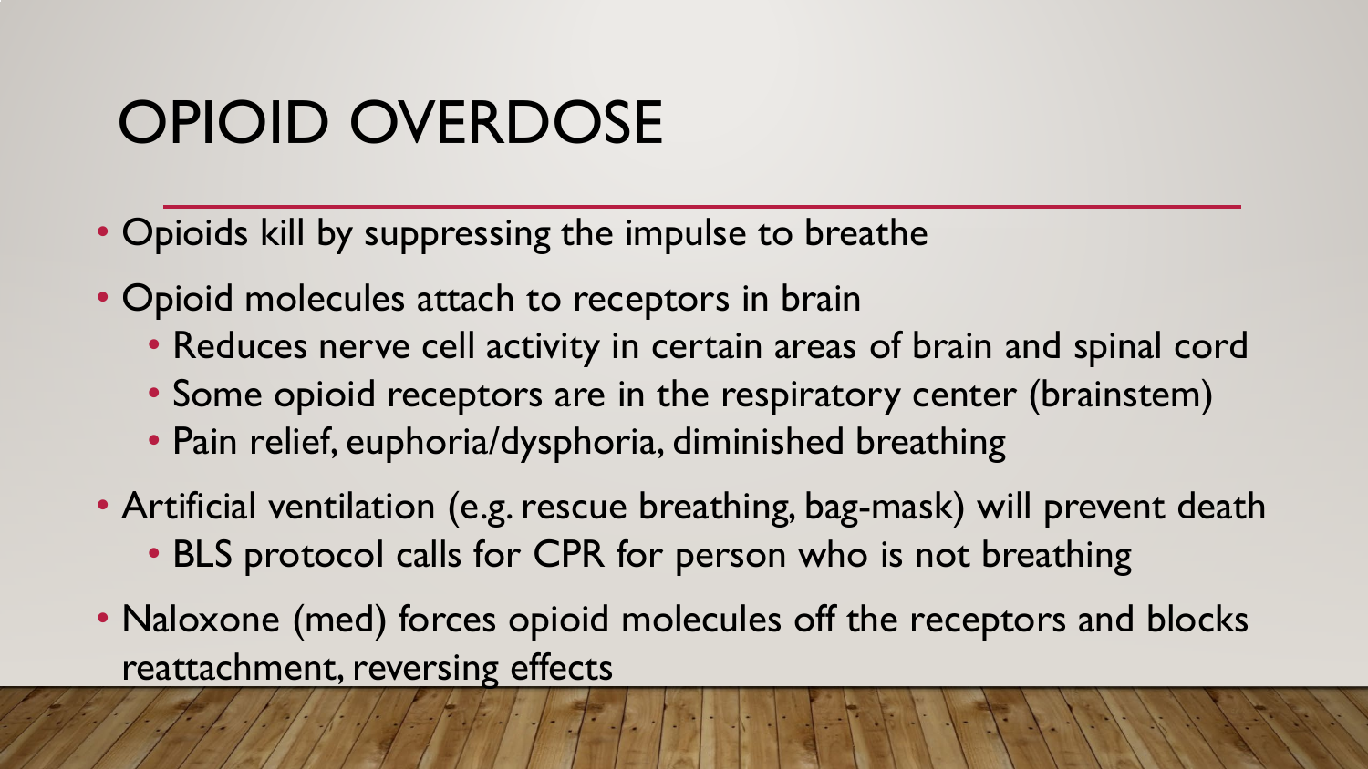# OPIOID OVERDOSE

- Opioids kill by suppressing the impulse to breathe
- Opioid molecules attach to receptors in brain
  - Reduces nerve cell activity in certain areas of brain and spinal cord
  - Some opioid receptors are in the respiratory center (brainstem)
  - Pain relief, euphoria/dysphoria, diminished breathing
- Artificial ventilation (e.g. rescue breathing, bag-mask) will prevent death
  - BLS protocol calls for CPR for person who is not breathing
- Naloxone (med) forces opioid molecules off the receptors and blocks reattachment, reversing effects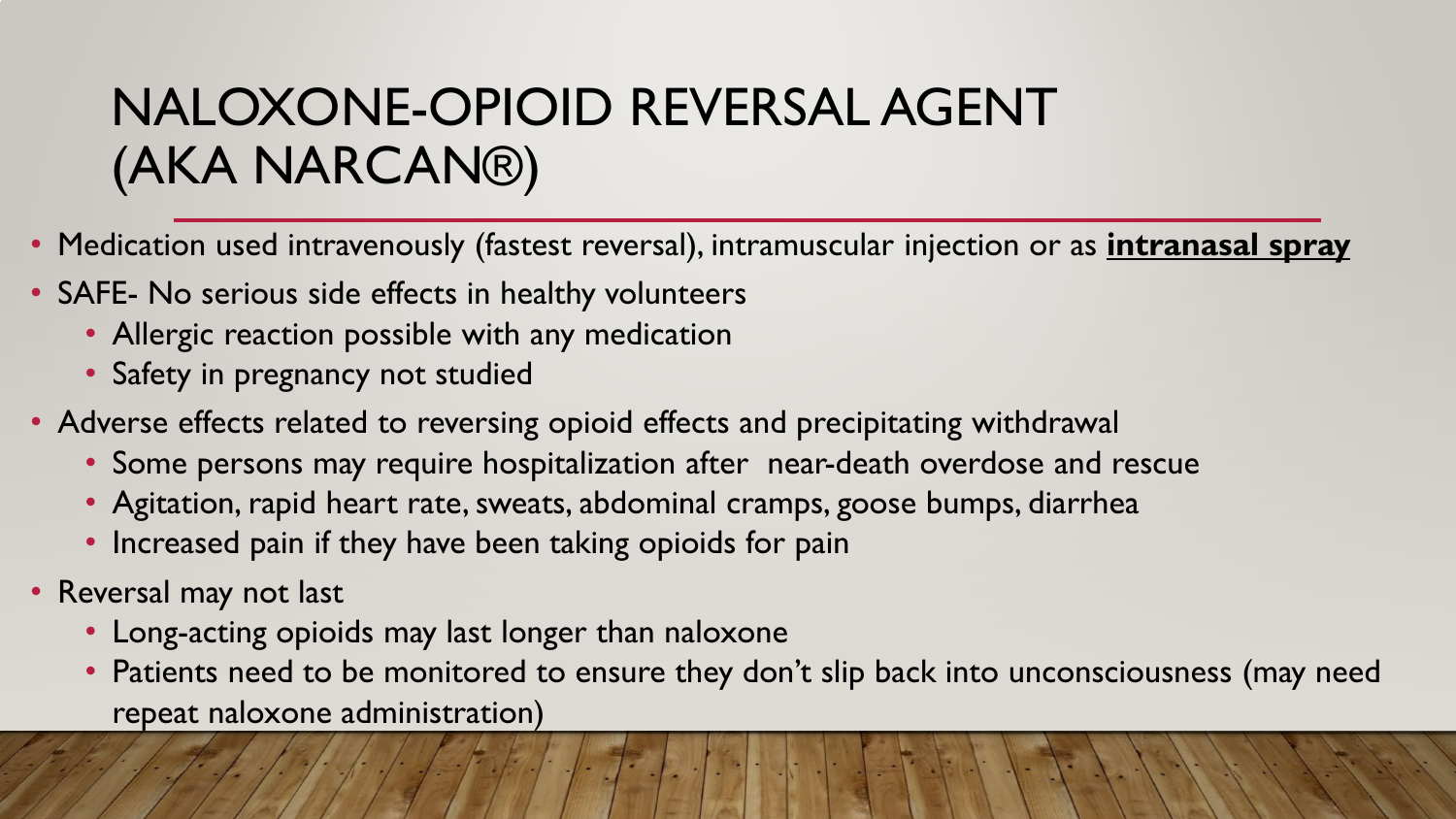# NALOXONE-OPIOID REVERSAL AGENT (AKA NARCAN®)

- Medication used intravenously (fastest reversal), intramuscular injection or as **intranasal spray**
- SAFE- No serious side effects in healthy volunteers
  - Allergic reaction possible with any medication
  - Safety in pregnancy not studied
- Adverse effects related to reversing opioid effects and precipitating withdrawal
  - Some persons may require hospitalization after near-death overdose and rescue
  - Agitation, rapid heart rate, sweats, abdominal cramps, goose bumps, diarrhea
  - Increased pain if they have been taking opioids for pain
- Reversal may not last
  - Long-acting opioids may last longer than naloxone
  - Patients need to be monitored to ensure they don't slip back into unconsciousness (may need repeat naloxone administration)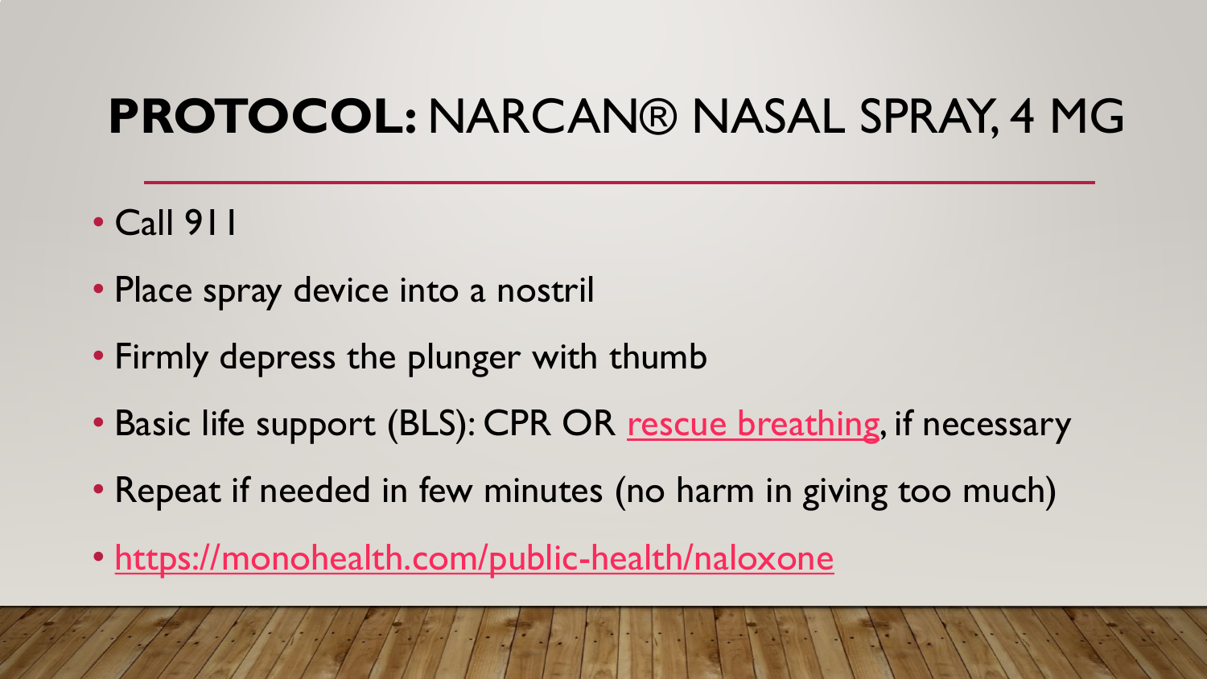# **PROTOCOL:** NARCAN® NASAL SPRAY, 4 MG

- Call 911
- Place spray device into a nostril
- Firmly depress the plunger with thumb
- Basic life support (BLS): CPR OR rescue breathing, if necessary
- Repeat if needed in few minutes (no harm in giving too much)
- https://monohealth.com/public-health/naloxone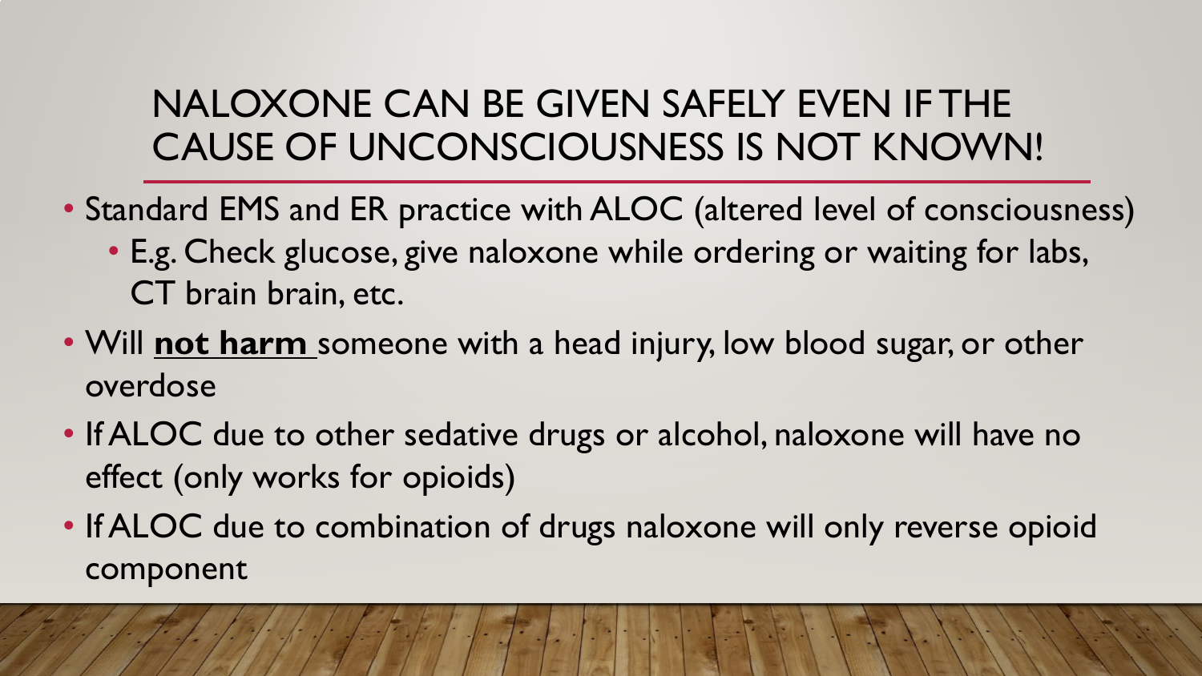# NALOXONE CAN BE GIVEN SAFELY EVEN IF THE CAUSE OF UNCONSCIOUSNESS IS NOT KNOWN!

- Standard EMS and ER practice with ALOC (altered level of consciousness)
  - E.g. Check glucose, give naloxone while ordering or waiting for labs, CT brain brain, etc.
- Will **<u>not harm</u>** someone with a head injury, low blood sugar, or other overdose
- If ALOC due to other sedative drugs or alcohol, naloxone will have no effect (only works for opioids)
- If ALOC due to combination of drugs naloxone will only reverse opioid component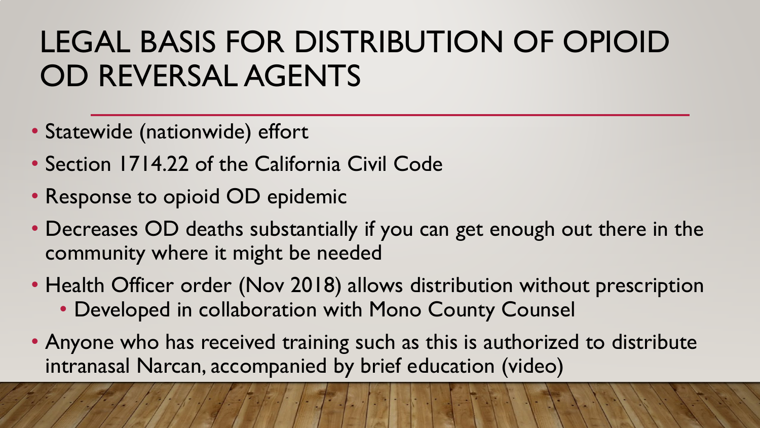# LEGAL BASIS FOR DISTRIBUTION OF OPIOID OD REVERSAL AGENTS

- Statewide (nationwide) effort
- Section 1714.22 of the California Civil Code
- Response to opioid OD epidemic
- Decreases OD deaths substantially if you can get enough out there in the community where it might be needed
- Health Officer order (Nov 2018) allows distribution without prescription
  - Developed in collaboration with Mono County Counsel
- Anyone who has received training such as this is authorized to distribute intranasal Narcan, accompanied by brief education (video)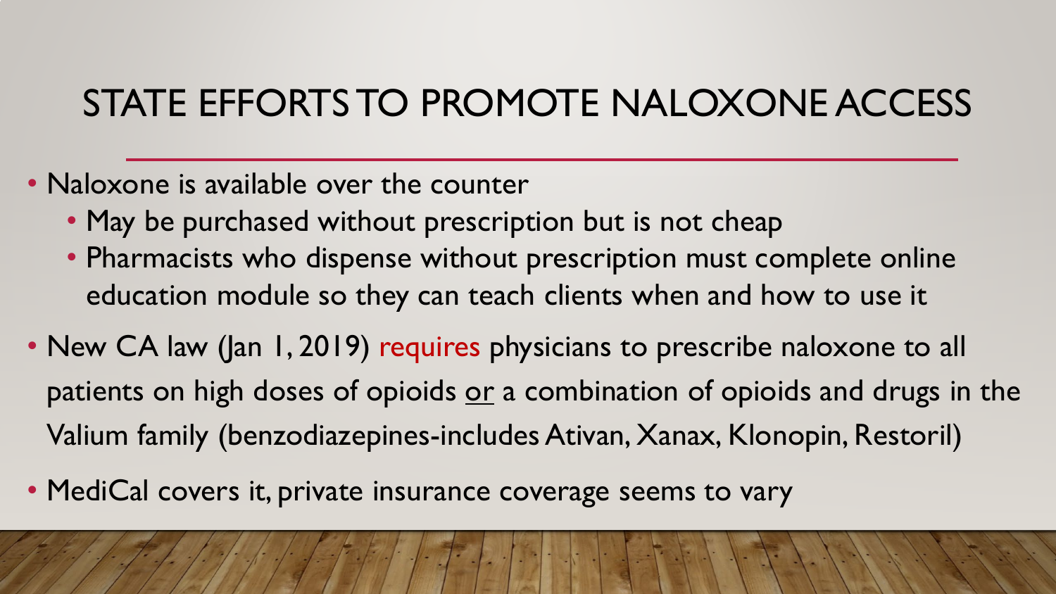# STATE EFFORTS TO PROMOTE NALOXONE ACCESS

- Naloxone is available over the counter
  - May be purchased without prescription but is not cheap
  - Pharmacists who dispense without prescription must complete online education module so they can teach clients when and how to use it
- New CA law (Jan 1, 2019) requires physicians to prescribe naloxone to all patients on high doses of opioids <u>or</u> a combination of opioids and drugs in the Valium family (benzodiazepines-includes Ativan, Xanax, Klonopin, Restoril)
- MediCal covers it, private insurance coverage seems to vary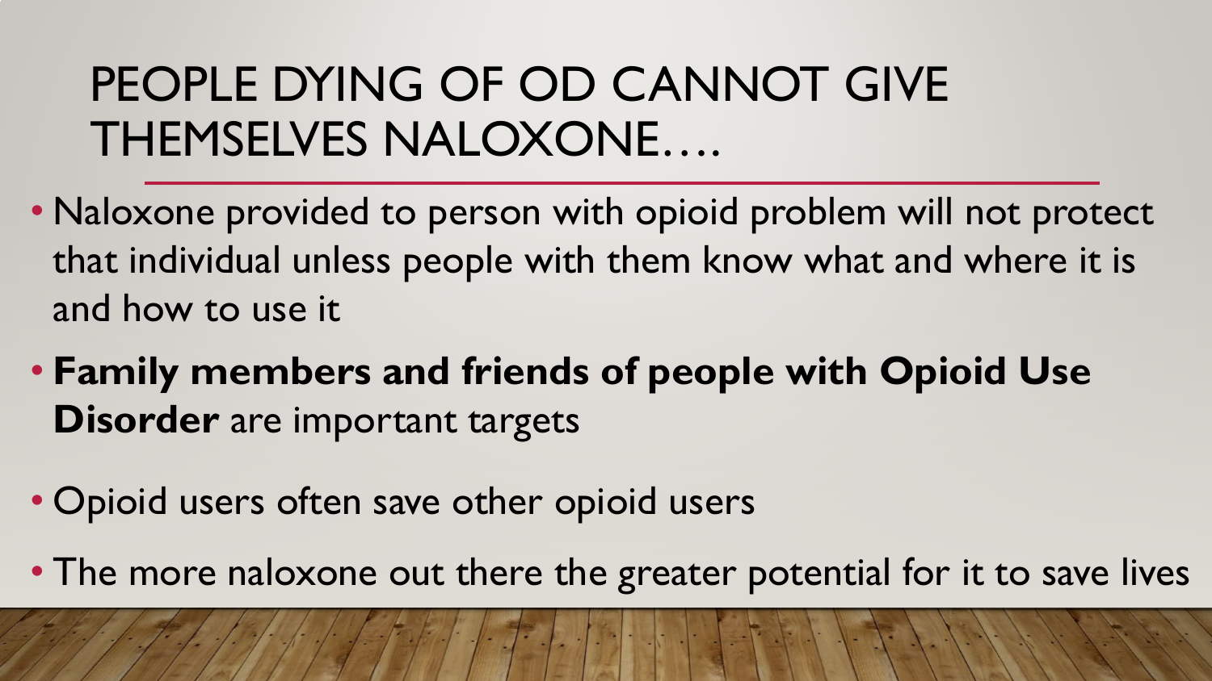# PEOPLE DYING OF OD CANNOT GIVE THEMSELVES NALOXONE….

- Naloxone provided to person with opioid problem will not protect that individual unless people with them know what and where it is and how to use it
- **Family members and friends of people with Opioid Use Disorder** are important targets
- Opioid users often save other opioid users
- The more naloxone out there the greater potential for it to save lives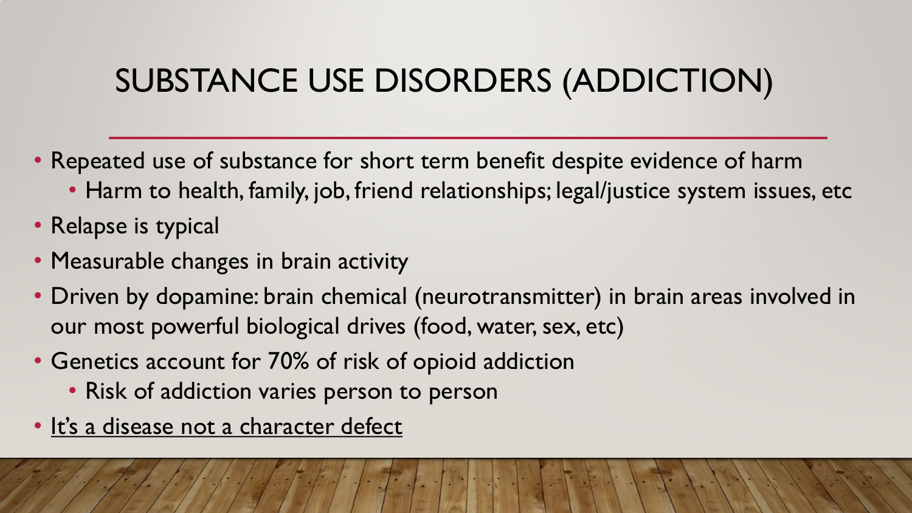# SUBSTANCE USE DISORDERS (ADDICTION)

- Repeated use of substance for short term benefit despite evidence of harm
  - Harm to health, family, job, friend relationships; legal/justice system issues, etc
- Relapse is typical
- Measurable changes in brain activity
- Driven by dopamine: brain chemical (neurotransmitter) in brain areas involved in our most powerful biological drives (food, water, sex, etc)
- Genetics account for 70% of risk of opioid addiction
  - Risk of addiction varies person to person
- <u>It's a disease not a character defect</u>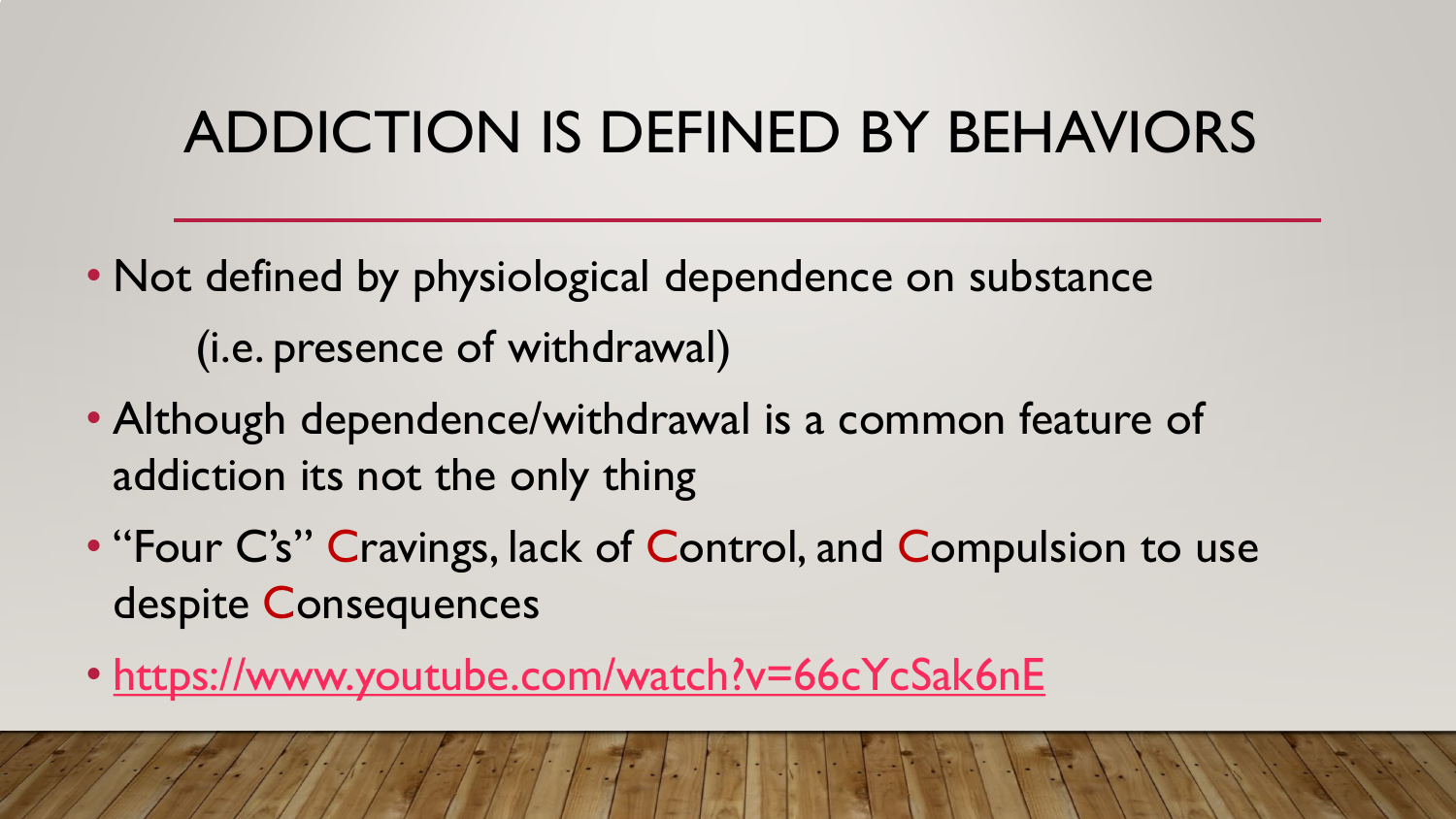# ADDICTION IS DEFINED BY BEHAVIORS

- Not defined by physiological dependence on substance
  (i.e. presence of withdrawal)
- Although dependence/withdrawal is a common feature of addiction its not the only thing
- "Four C's" Cravings, lack of Control, and Compulsion to use despite Consequences
- https://www.youtube.com/watch?v=66cYcSak6nE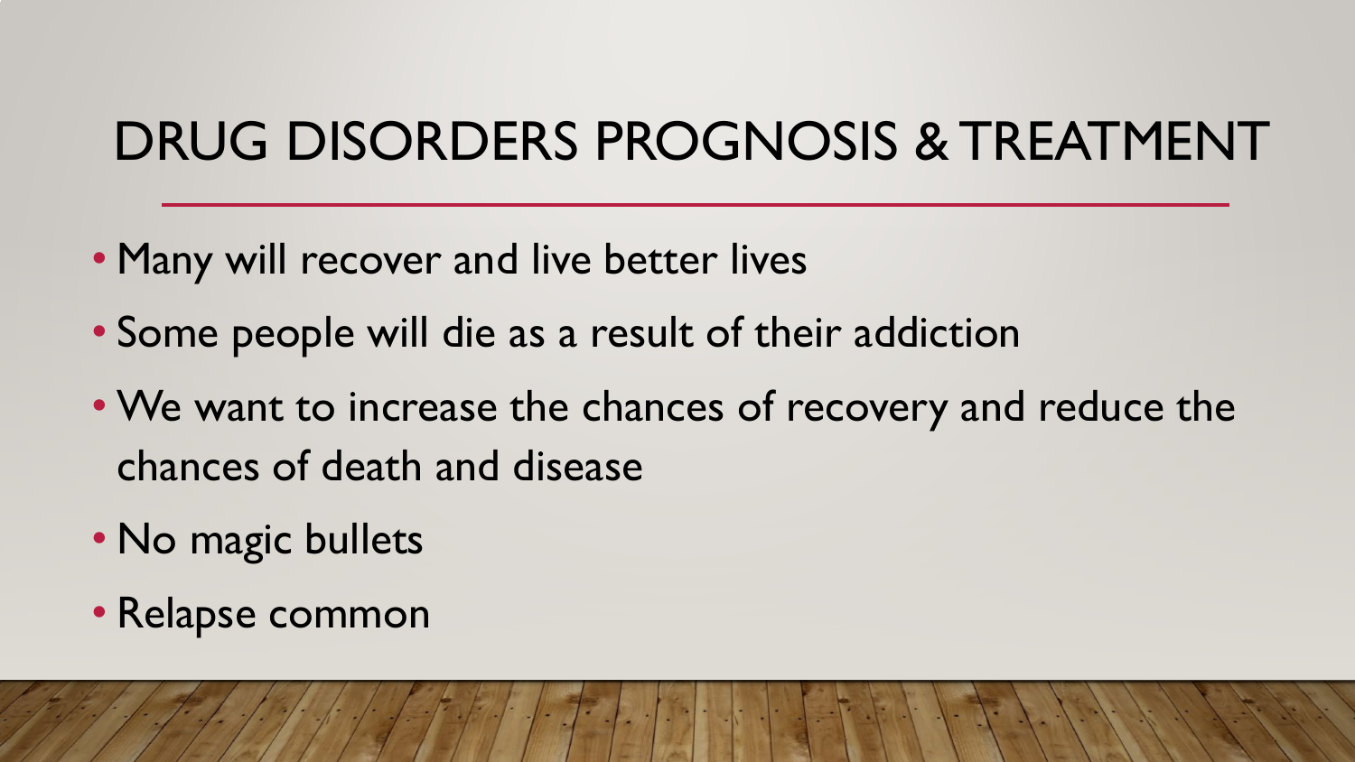# DRUG DISORDERS PROGNOSIS & TREATMENT

- Many will recover and live better lives
- Some people will die as a result of their addiction
- We want to increase the chances of recovery and reduce the chances of death and disease
- No magic bullets
- Relapse common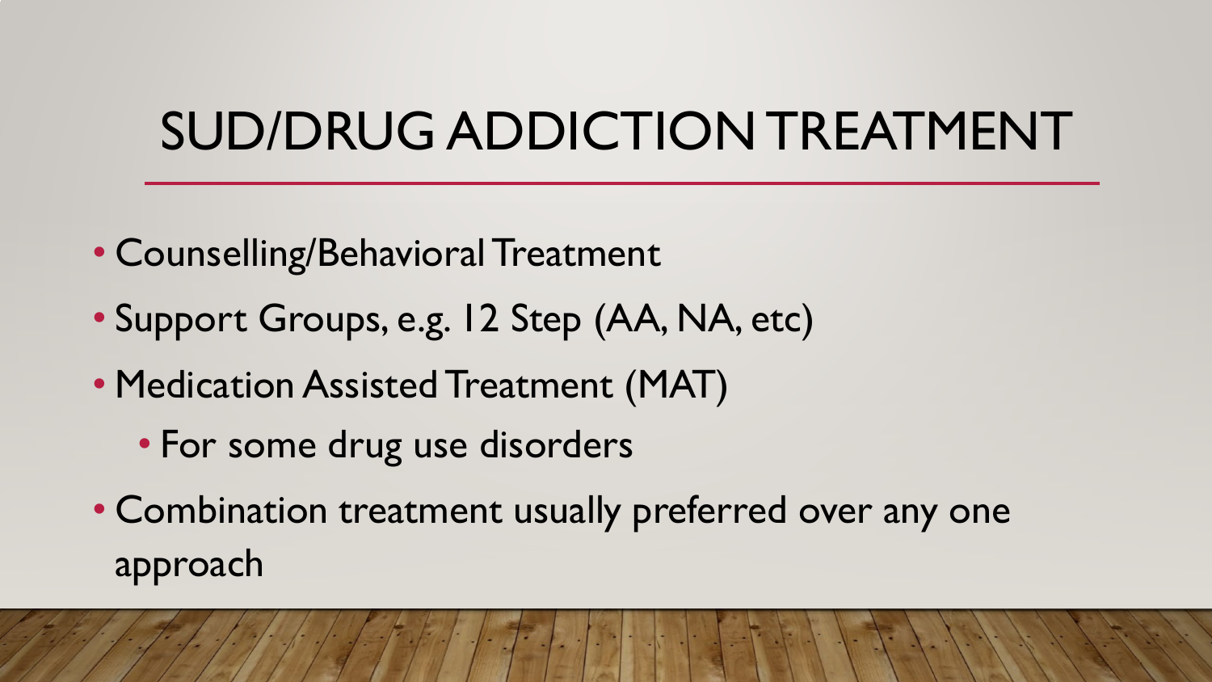# SUD/DRUG ADDICTION TREATMENT

- Counselling/Behavioral Treatment
- Support Groups, e.g. 12 Step (AA, NA, etc)
- Medication Assisted Treatment (MAT)
  - For some drug use disorders
- Combination treatment usually preferred over any one approach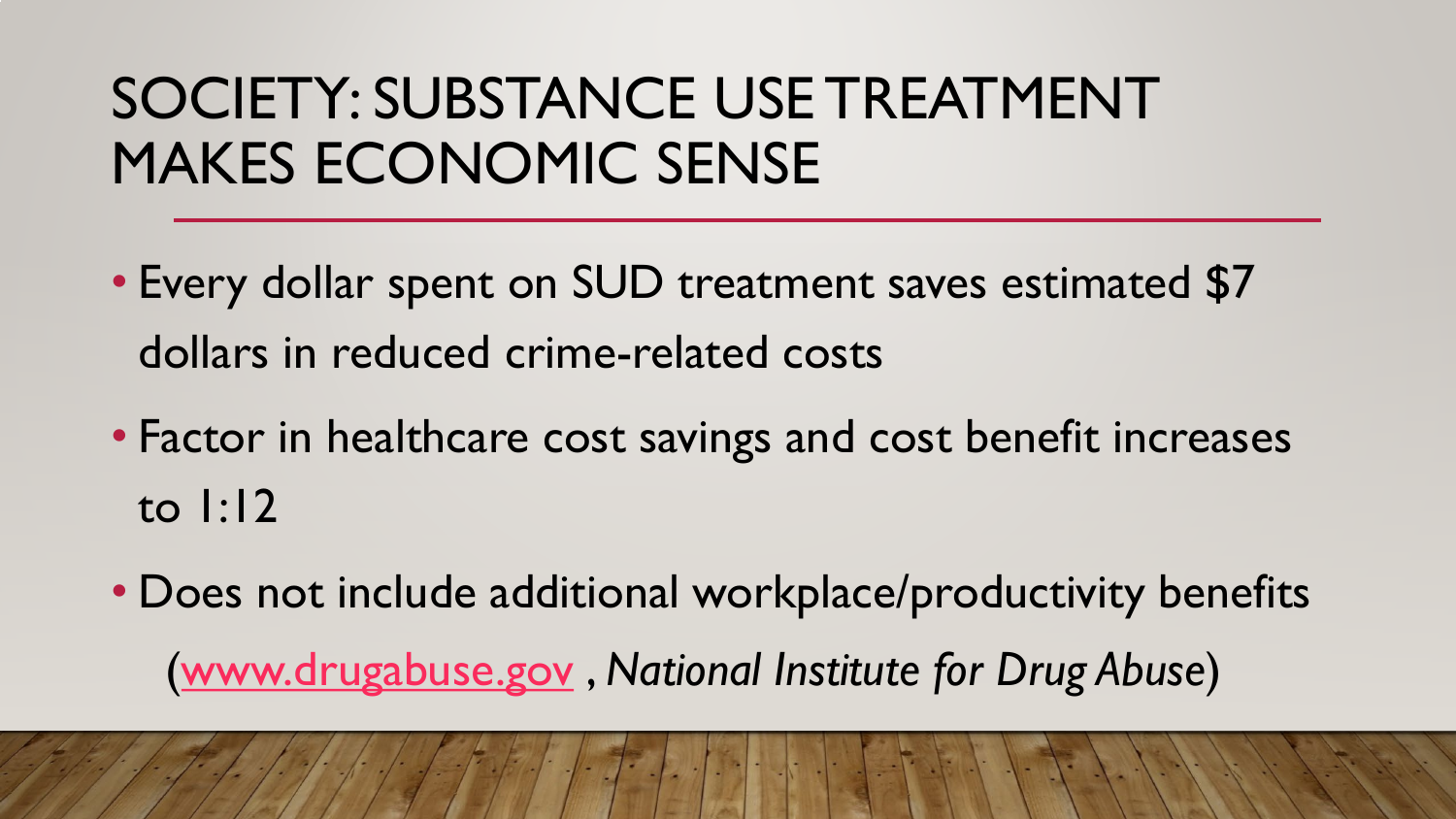# SOCIETY: SUBSTANCE USE TREATMENT MAKES ECONOMIC SENSE

- Every dollar spent on SUD treatment saves estimated $7 dollars in reduced crime-related costs
- Factor in healthcare cost savings and cost benefit increases to 1:12
- Does not include additional workplace/productivity benefits

(www.drugabuse.gov , *National Institute for Drug Abuse*)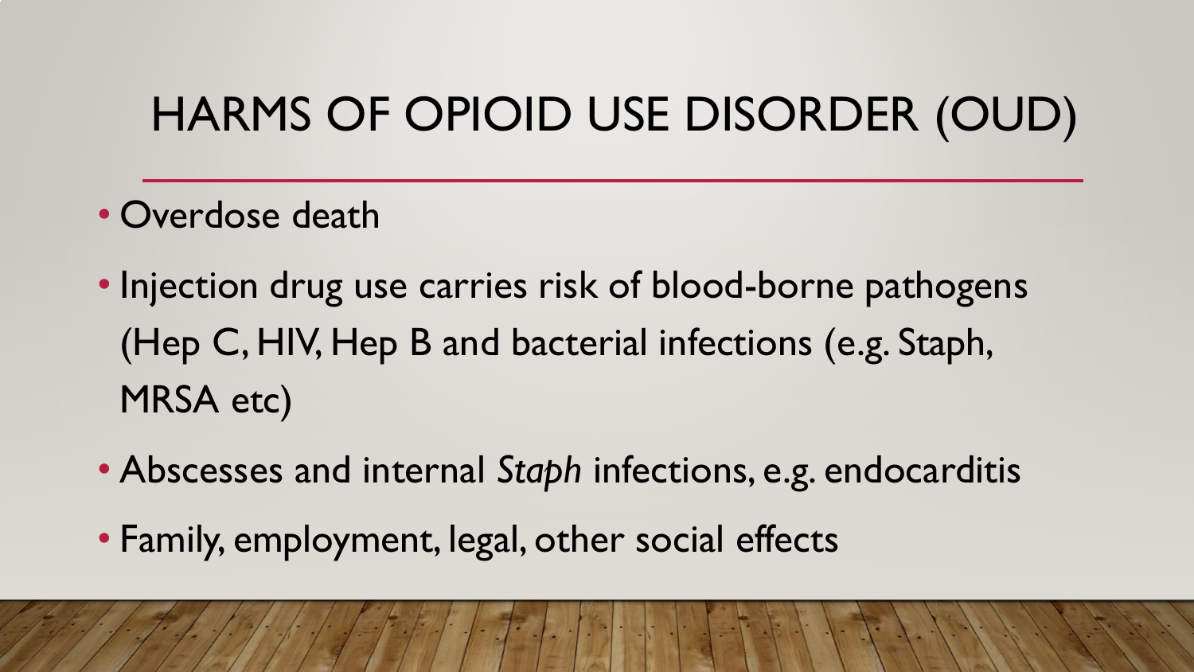# HARMS OF OPIOID USE DISORDER (OUD)

- Overdose death
- Injection drug use carries risk of blood-borne pathogens (Hep C, HIV, Hep B and bacterial infections (e.g. Staph, MRSA etc)
- Abscesses and internal *Staph* infections, e.g. endocarditis
- Family, employment, legal, other social effects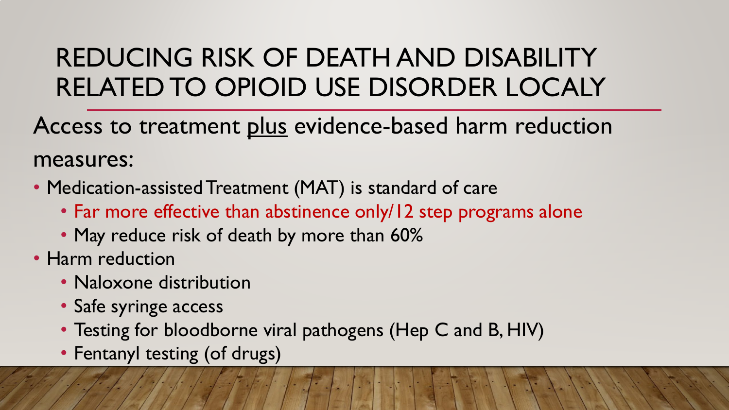# REDUCING RISK OF DEATH AND DISABILITY RELATED TO OPIOID USE DISORDER LOCALY

Access to treatment plus evidence-based harm reduction measures:

- Medication-assisted Treatment (MAT) is standard of care
  - Far more effective than abstinence only/12 step programs alone
  - May reduce risk of death by more than 60%
- Harm reduction
  - Naloxone distribution
  - Safe syringe access
  - Testing for bloodborne viral pathogens (Hep C and B, HIV)
  - Fentanyl testing (of drugs)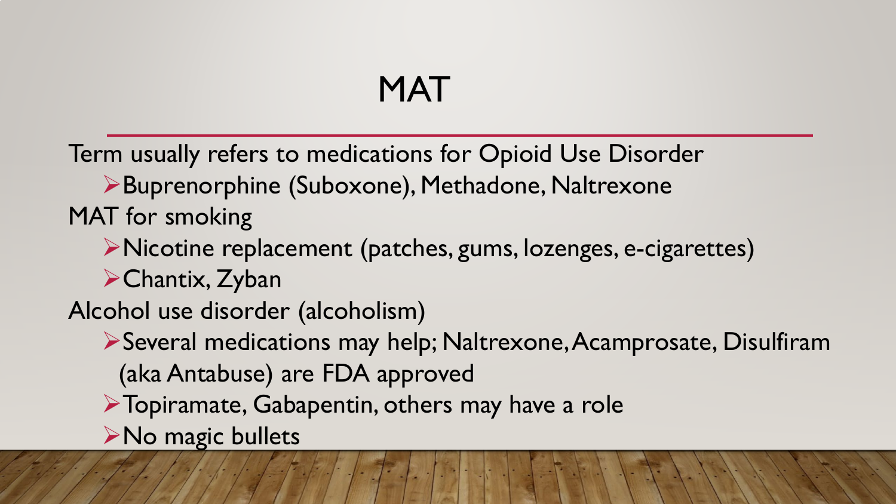# MAT

Term usually refers to medications for Opioid Use Disorder

- Buprenorphine (Suboxone), Methadone, Naltrexone

MAT for smoking

- Nicotine replacement (patches, gums, lozenges, e-cigarettes)
- Chantix, Zyban

Alcohol use disorder (alcoholism)

- Several medications may help; Naltrexone, Acamprosate, Disulfiram (aka Antabuse) are FDA approved
- Topiramate, Gabapentin, others may have a role
- No magic bullets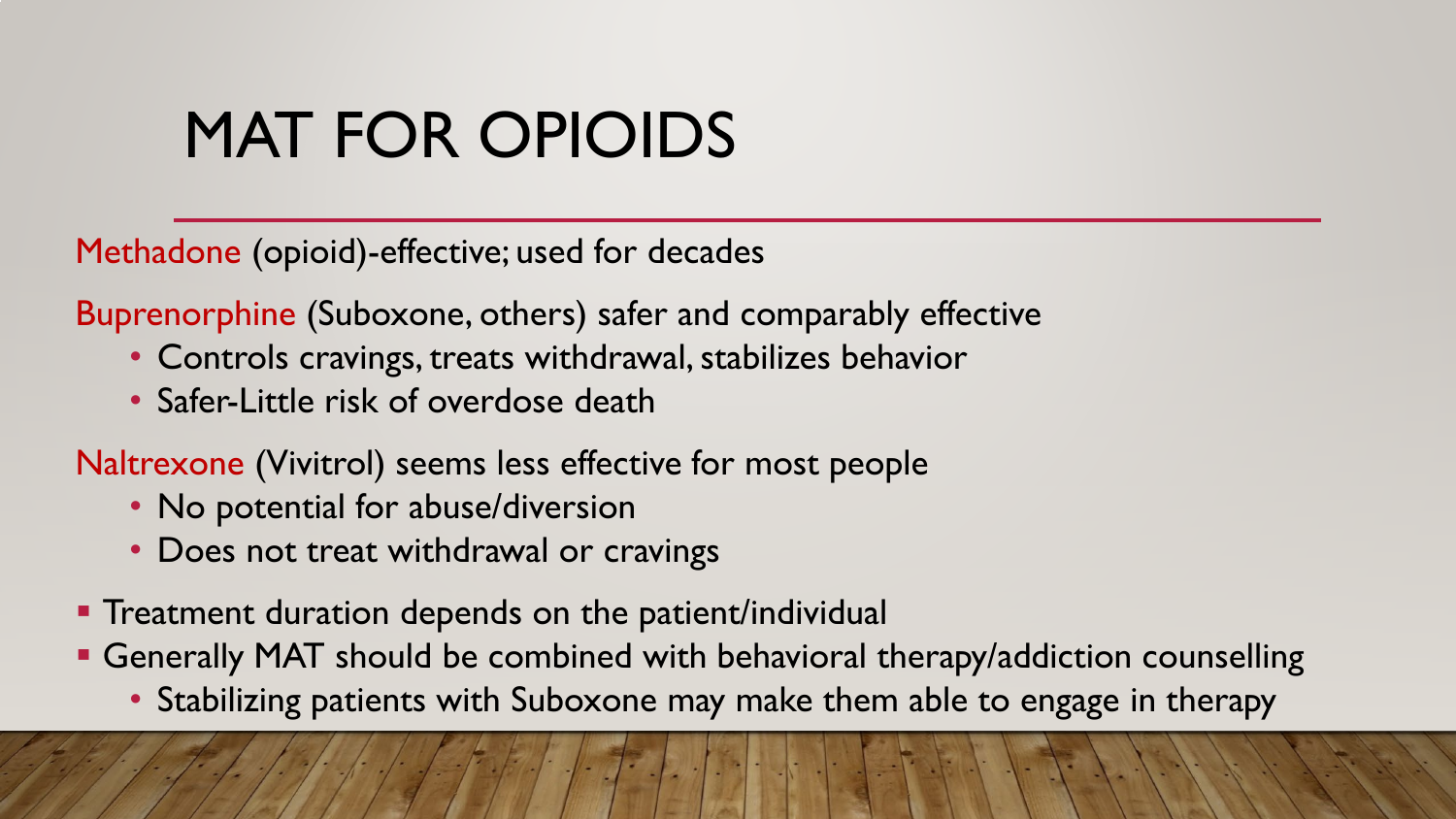# MAT FOR OPIOIDS

Methadone (opioid)-effective; used for decades

Buprenorphine (Suboxone, others) safer and comparably effective

- Controls cravings, treats withdrawal, stabilizes behavior
- Safer-Little risk of overdose death

Naltrexone (Vivitrol) seems less effective for most people

- No potential for abuse/diversion
- Does not treat withdrawal or cravings

- Treatment duration depends on the patient/individual
- Generally MAT should be combined with behavioral therapy/addiction counselling
  - Stabilizing patients with Suboxone may make them able to engage in therapy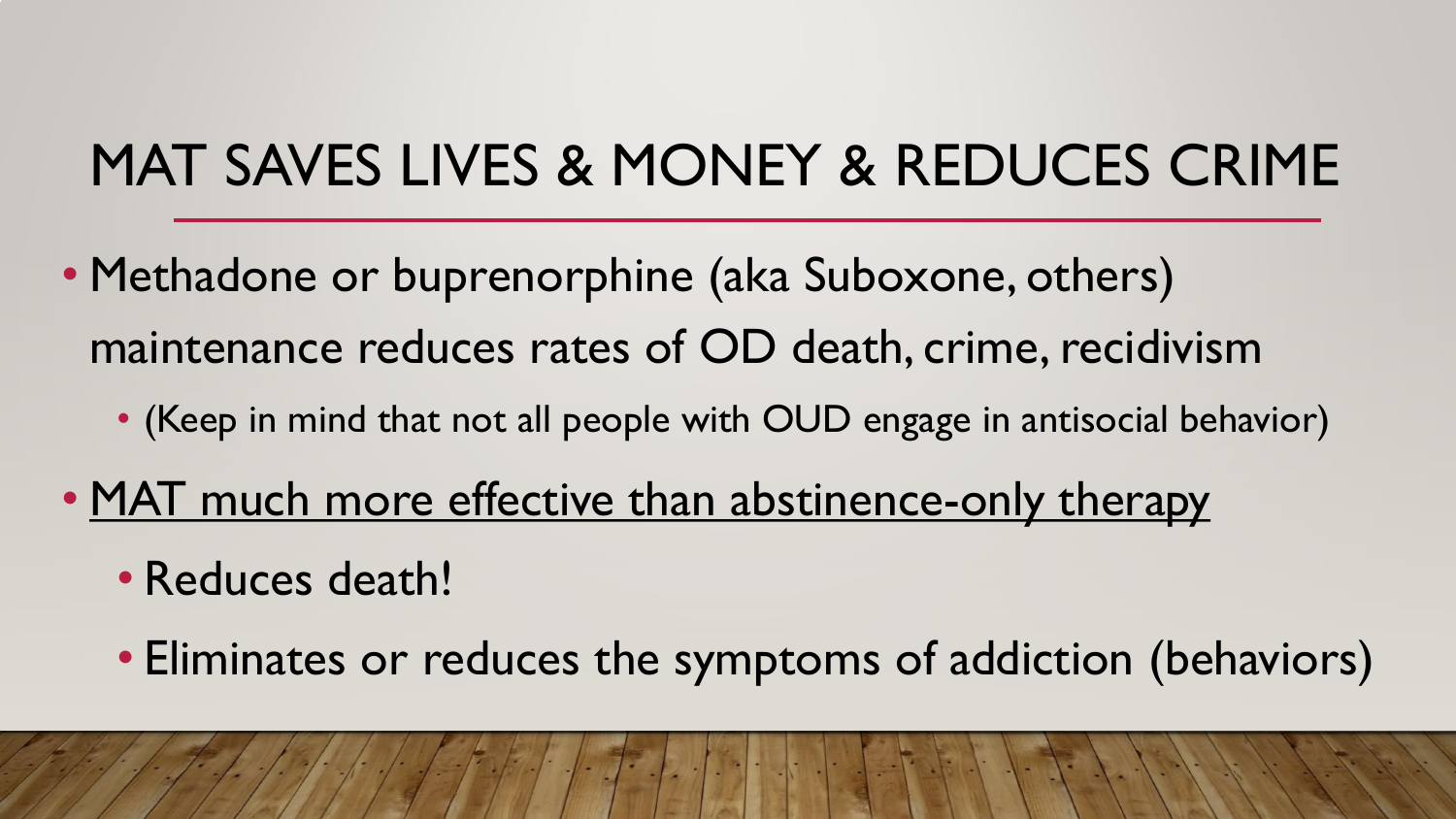# MAT SAVES LIVES & MONEY & REDUCES CRIME

- Methadone or buprenorphine (aka Suboxone, others) maintenance reduces rates of OD death, crime, recidivism
  - (Keep in mind that not all people with OUD engage in antisocial behavior)
- <u>MAT much more effective than abstinence-only therapy</u>
  - Reduces death!
  - Eliminates or reduces the symptoms of addiction (behaviors)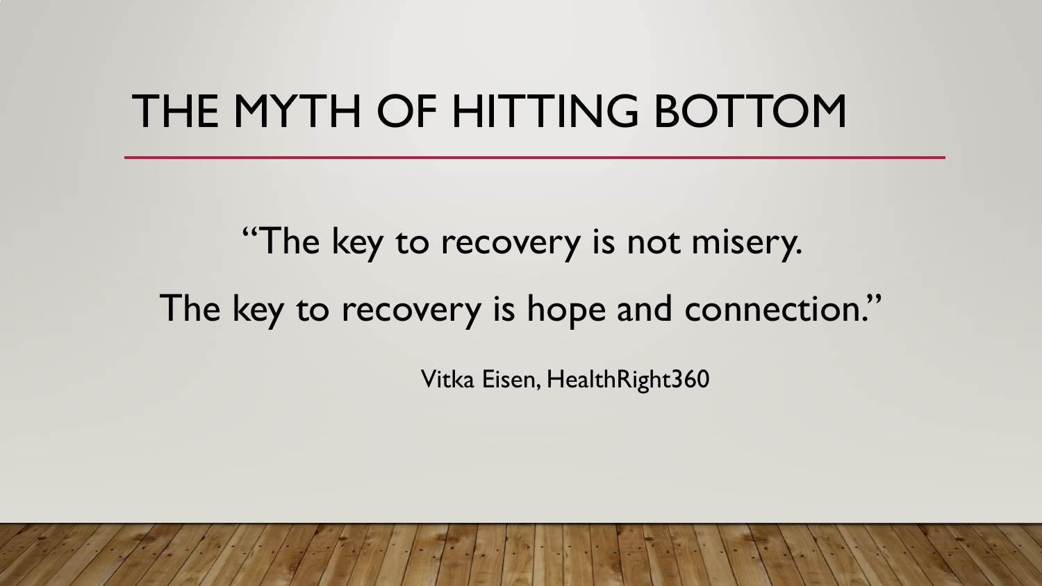# THE MYTH OF HITTING BOTTOM

"The key to recovery is not misery.

The key to recovery is hope and connection."

Vitka Eisen, HealthRight360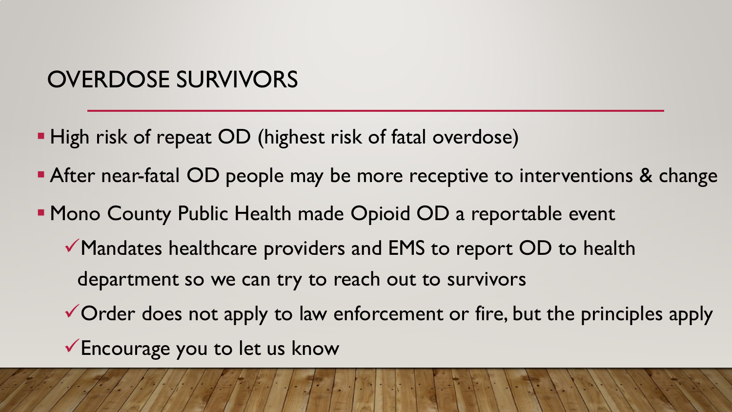# OVERDOSE SURVIVORS

- High risk of repeat OD (highest risk of fatal overdose)
- After near-fatal OD people may be more receptive to interventions & change
- Mono County Public Health made Opioid OD a reportable event
  - ✓ Mandates healthcare providers and EMS to report OD to health department so we can try to reach out to survivors
  - ✓ Order does not apply to law enforcement or fire, but the principles apply
  - ✓ Encourage you to let us know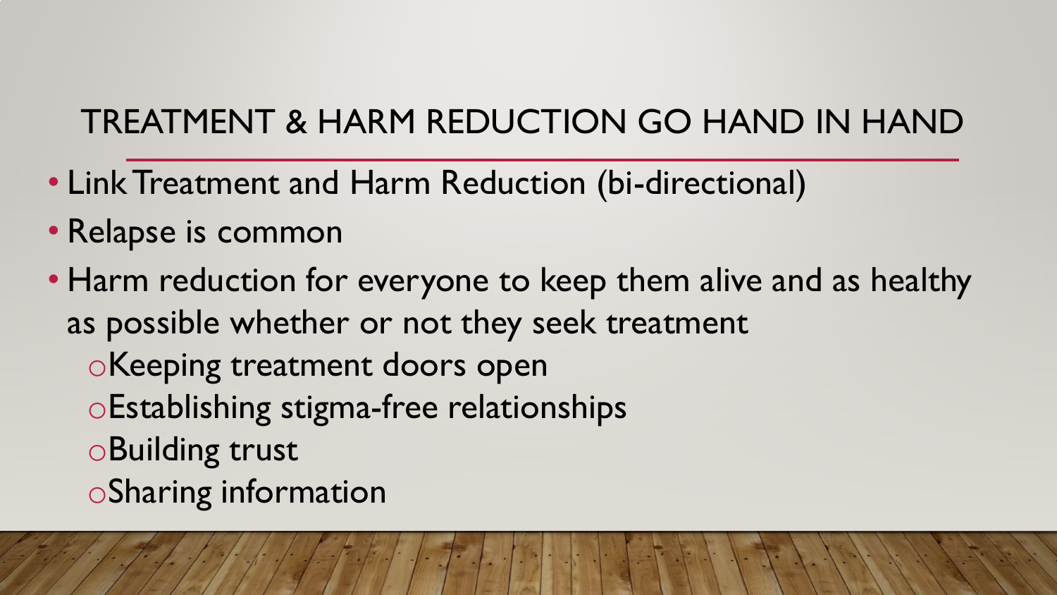# TREATMENT & HARM REDUCTION GO HAND IN HAND

- Link Treatment and Harm Reduction (bi-directional)
- Relapse is common
- Harm reduction for everyone to keep them alive and as healthy as possible whether or not they seek treatment
  - Keeping treatment doors open
  - Establishing stigma-free relationships
  - Building trust
  - Sharing information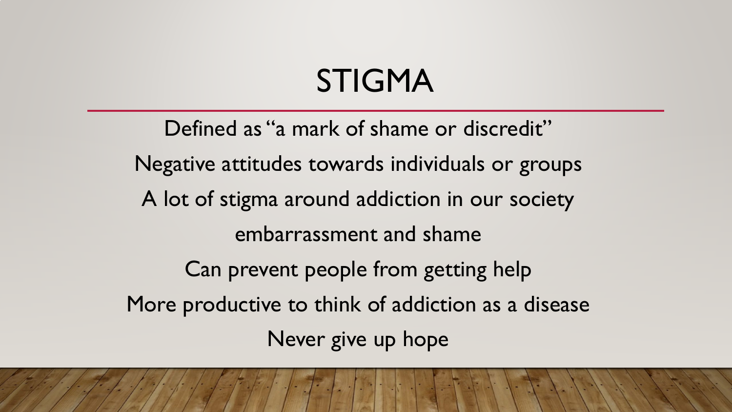# STIGMA

Defined as "a mark of shame or discredit"

Negative attitudes towards individuals or groups

A lot of stigma around addiction in our society

embarrassment and shame

Can prevent people from getting help

More productive to think of addiction as a disease

Never give up hope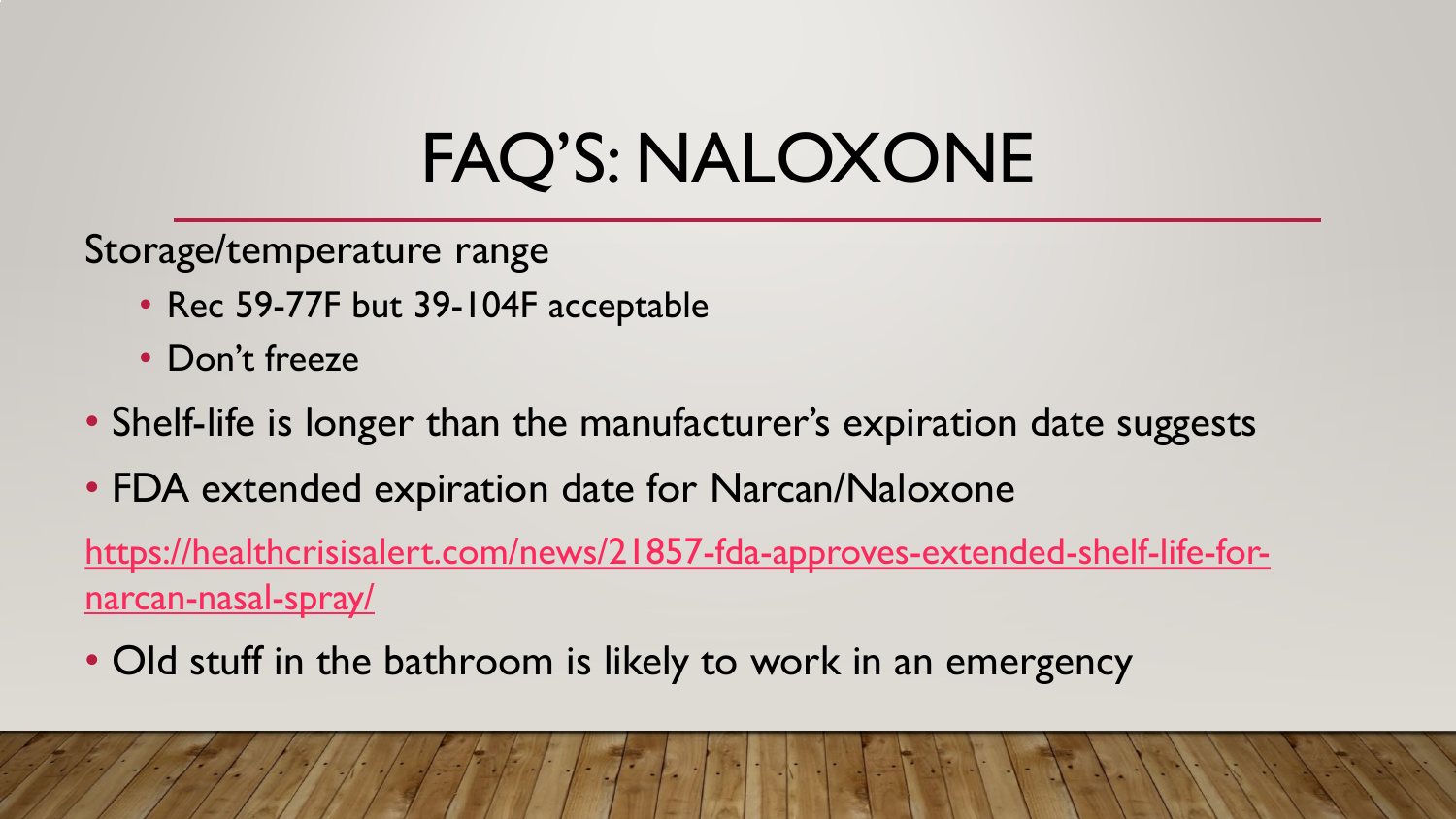# FAQ'S: NALOXONE

Storage/temperature range

- Rec 59-77F but 39-104F acceptable
- Don't freeze

- Shelf-life is longer than the manufacturer's expiration date suggests
- FDA extended expiration date for Narcan/Naloxone

https://healthcrisisalert.com/news/21857-fda-approves-extended-shelf-life-for-narcan-nasal-spray/

- Old stuff in the bathroom is likely to work in an emergency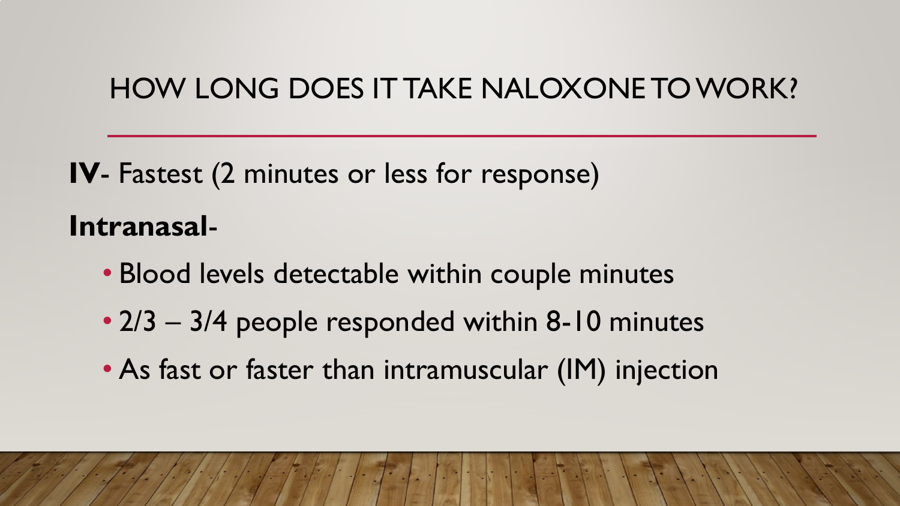# HOW LONG DOES IT TAKE NALOXONE TO WORK?

**IV**- Fastest (2 minutes or less for response)

**Intranasal**-

- Blood levels detectable within couple minutes
- 2/3 – 3/4 people responded within 8-10 minutes
- As fast or faster than intramuscular (IM) injection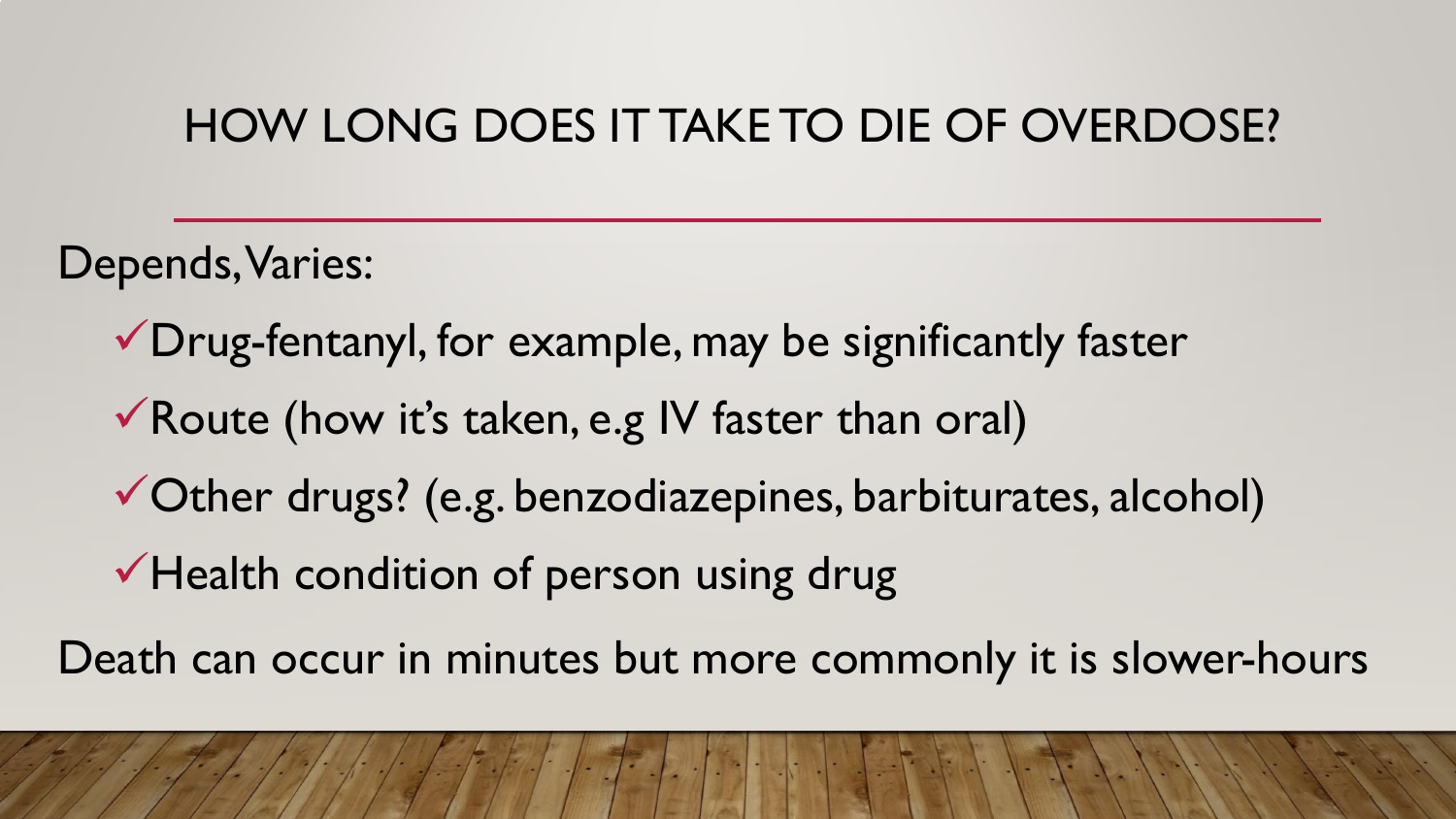# HOW LONG DOES IT TAKE TO DIE OF OVERDOSE?

Depends, Varies:

- ✓Drug-fentanyl, for example, may be significantly faster
- ✓Route (how it's taken, e.g IV faster than oral)
- ✓Other drugs? (e.g. benzodiazepines, barbiturates, alcohol)
- ✓Health condition of person using drug

Death can occur in minutes but more commonly it is slower-hours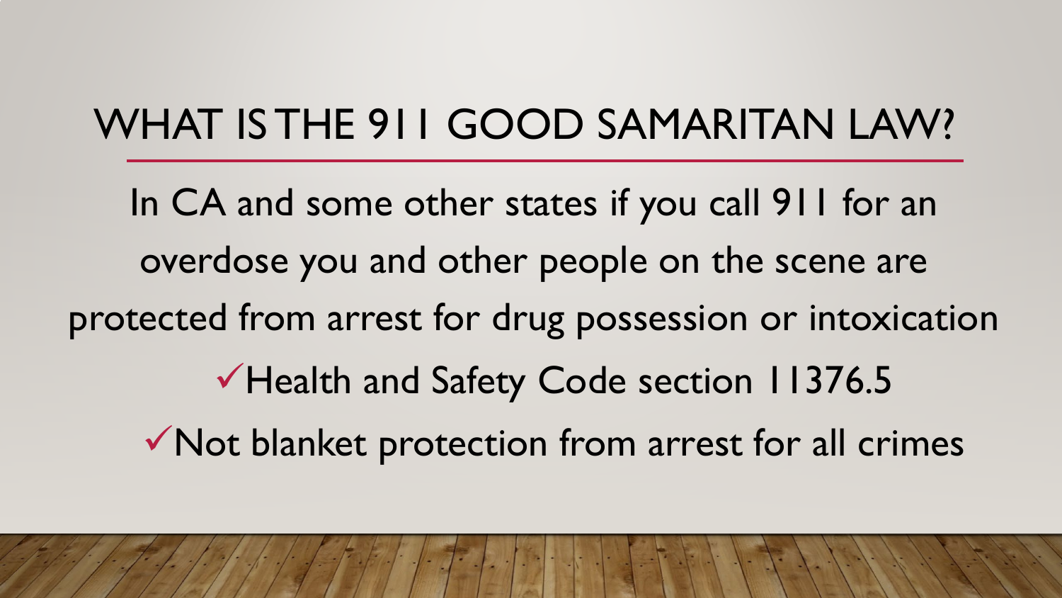# WHAT IS THE 911 GOOD SAMARITAN LAW?

In CA and some other states if you call 911 for an overdose you and other people on the scene are protected from arrest for drug possession or intoxication

- ✓Health and Safety Code section 11376.5
- ✓Not blanket protection from arrest for all crimes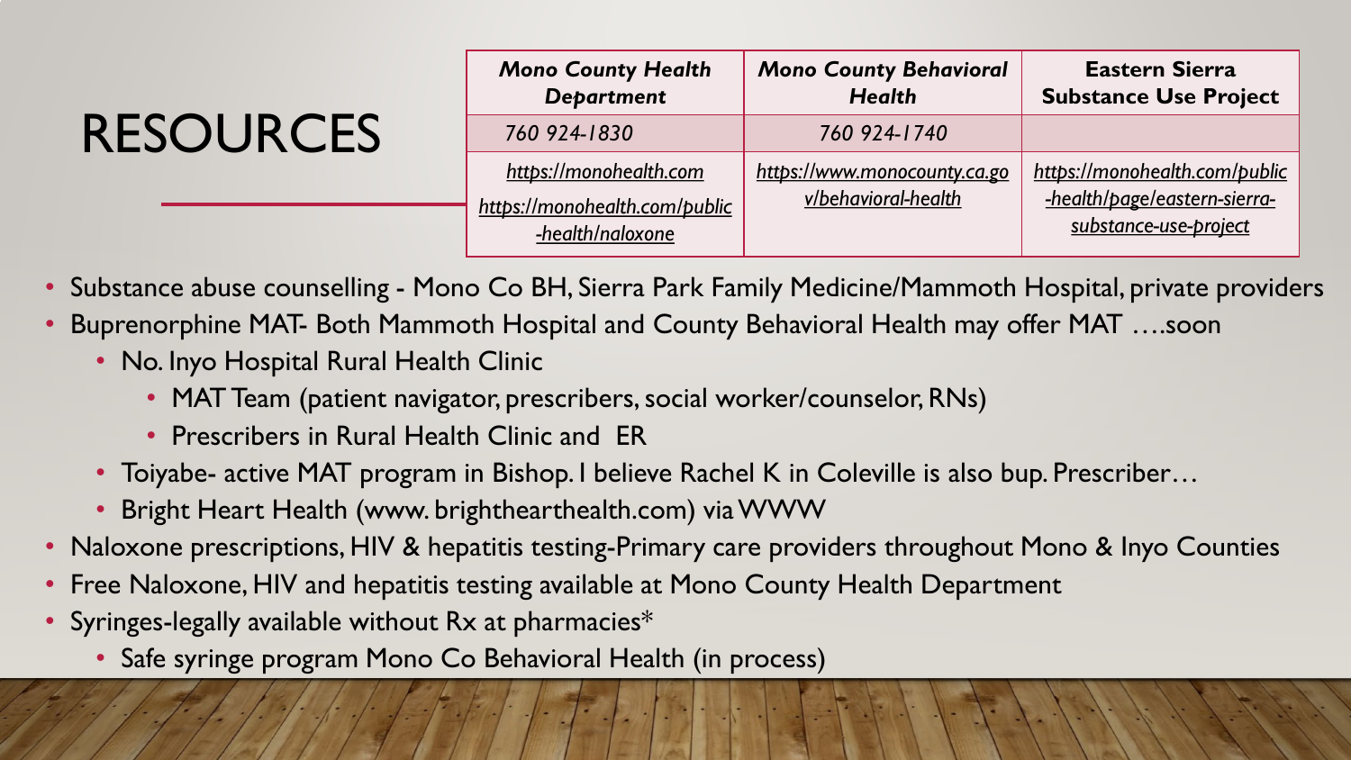# RESOURCES

| ***Mono County Health Department*** | ***Mono County Behavioral Health*** | **Eastern Sierra Substance Use Project** |
|---|---|---|
| *760 924-1830* | *760 924-1740* | |
| *https://monohealth.com* *https://monohealth.com/public-health/naloxone* | *https://www.monocounty.ca.gov/behavioral-health* | *https://monohealth.com/public-health/page/eastern-sierra-substance-use-project* |

- Substance abuse counselling - Mono Co BH, Sierra Park Family Medicine/Mammoth Hospital, private providers
- Buprenorphine MAT- Both Mammoth Hospital and County Behavioral Health may offer MAT ….soon
  - No. Inyo Hospital Rural Health Clinic
    - MAT Team (patient navigator, prescribers, social worker/counselor, RNs)
    - Prescribers in Rural Health Clinic and ER
  - Toiyabe- active MAT program in Bishop. I believe Rachel K in Coleville is also bup. Prescriber…
  - Bright Heart Health (www. brighthearthealth.com) via WWW
- Naloxone prescriptions, HIV & hepatitis testing-Primary care providers throughout Mono & Inyo Counties
- Free Naloxone, HIV and hepatitis testing available at Mono County Health Department
- Syringes-legally available without Rx at pharmacies*
  - Safe syringe program Mono Co Behavioral Health (in process)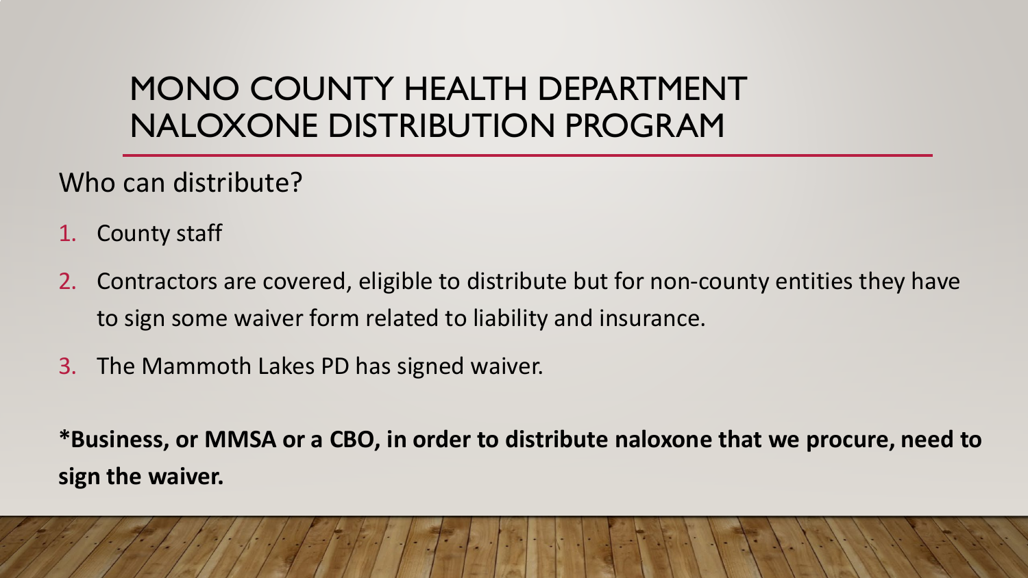# MONO COUNTY HEALTH DEPARTMENT NALOXONE DISTRIBUTION PROGRAM

Who can distribute?

1. County staff
2. Contractors are covered, eligible to distribute but for non-county entities they have to sign some waiver form related to liability and insurance.
3. The Mammoth Lakes PD has signed waiver.

**\*Business, or MMSA or a CBO, in order to distribute naloxone that we procure, need to sign the waiver.**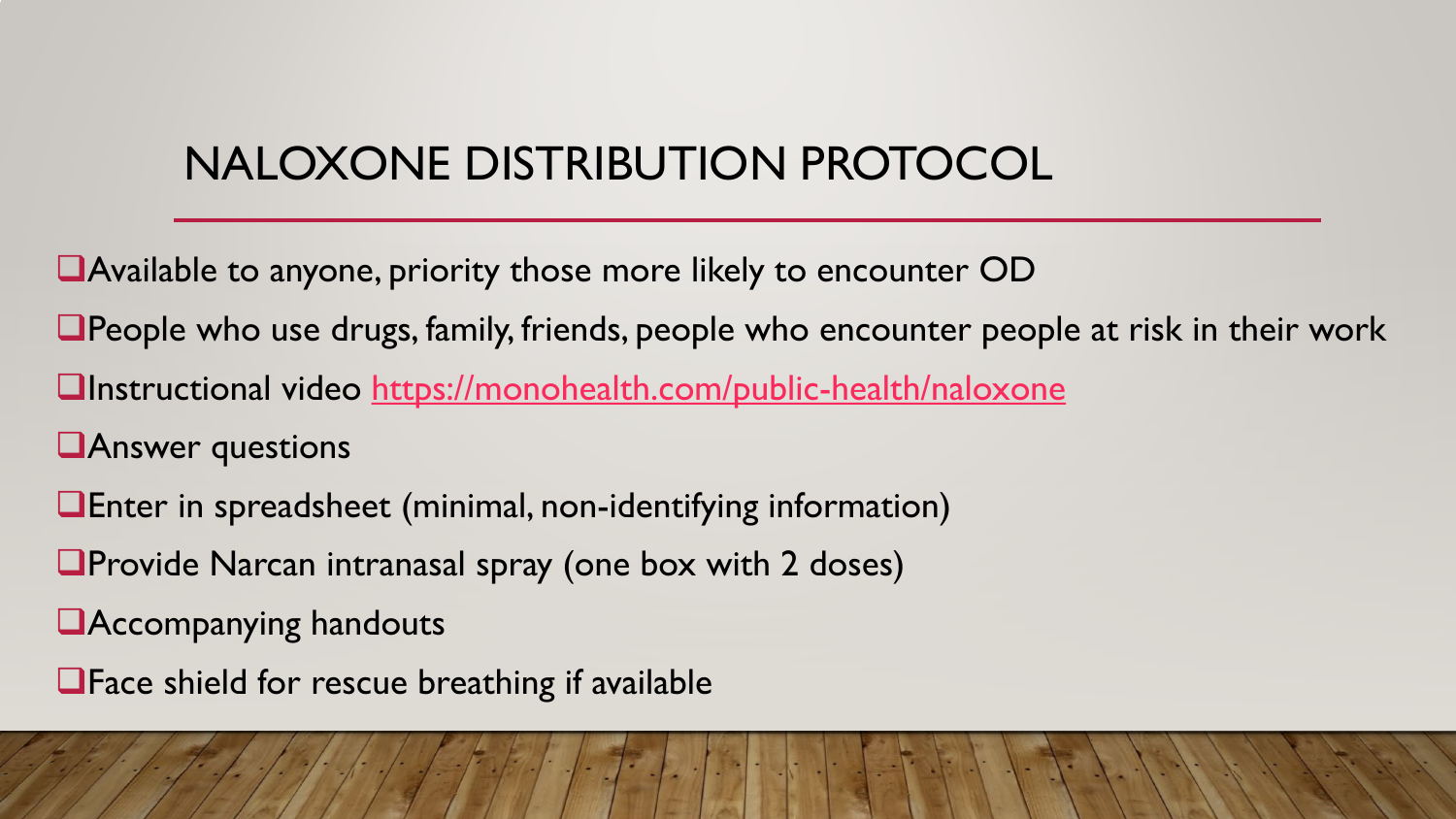# NALOXONE DISTRIBUTION PROTOCOL

- Available to anyone, priority those more likely to encounter OD
- People who use drugs, family, friends, people who encounter people at risk in their work
- Instructional video [https://monohealth.com/public-health/naloxone](https://monohealth.com/public-health/naloxone)
- Answer questions
- Enter in spreadsheet (minimal, non-identifying information)
- Provide Narcan intranasal spray (one box with 2 doses)
- Accompanying handouts
- Face shield for rescue breathing if available